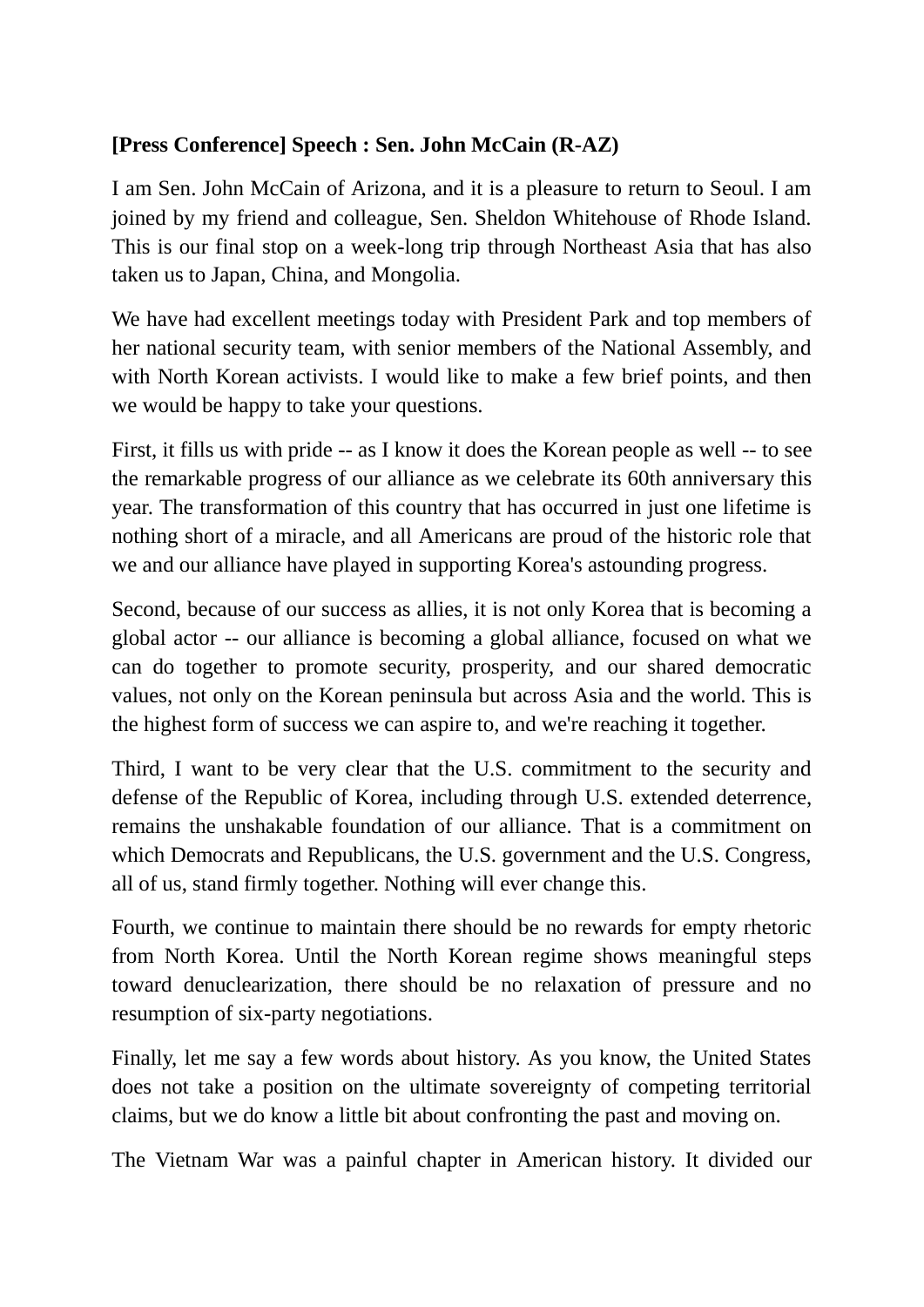**[Press Conference] Speech : Sen. John McCain (R-AZ)**

I am Sen. John McCain of Arizona, and it is a pleasure to return to Seoul. I am joined by my friend and colleague, Sen. Sheldon Whitehouse of Rhode Island. This is our final stop on a week-long trip through Northeast Asia that has also taken us to Japan, China, and Mongolia.

We have had excellent meetings today with President Park and top members of her national security team, with senior members of the National Assembly, and with North Korean activists. I would like to make a few brief points, and then we would be happy to take your questions.

First, it fills us with pride -- as I know it does the Korean people as well -- to see the remarkable progress of our alliance as we celebrate its 60th anniversary this year. The transformation of this country that has occurred in just one lifetime is nothing short of a miracle, and all Americans are proud of the historic role that we and our alliance have played in supporting Korea's astounding progress.

Second, because of our success as allies, it is not only Korea that is becoming a global actor -- our alliance is becoming a global alliance, focused on what we can do together to promote security, prosperity, and our shared democratic values, not only on the Korean peninsula but across Asia and the world. This is the highest form of success we can aspire to, and we're reaching it together.

Third, I want to be very clear that the U.S. commitment to the security and defense of the Republic of Korea, including through U.S. extended deterrence, remains the unshakable foundation of our alliance. That is a commitment on which Democrats and Republicans, the U.S. government and the U.S. Congress, all of us, stand firmly together. Nothing will ever change this.

Fourth, we continue to maintain there should be no rewards for empty rhetoric from North Korea. Until the North Korean regime shows meaningful steps toward denuclearization, there should be no relaxation of pressure and no resumption of six-party negotiations.

Finally, let me say a few words about history. As you know, the United States does not take a position on the ultimate sovereignty of competing territorial claims, but we do know a little bit about confronting the past and moving on.

The Vietnam War was a painful chapter in American history. It divided our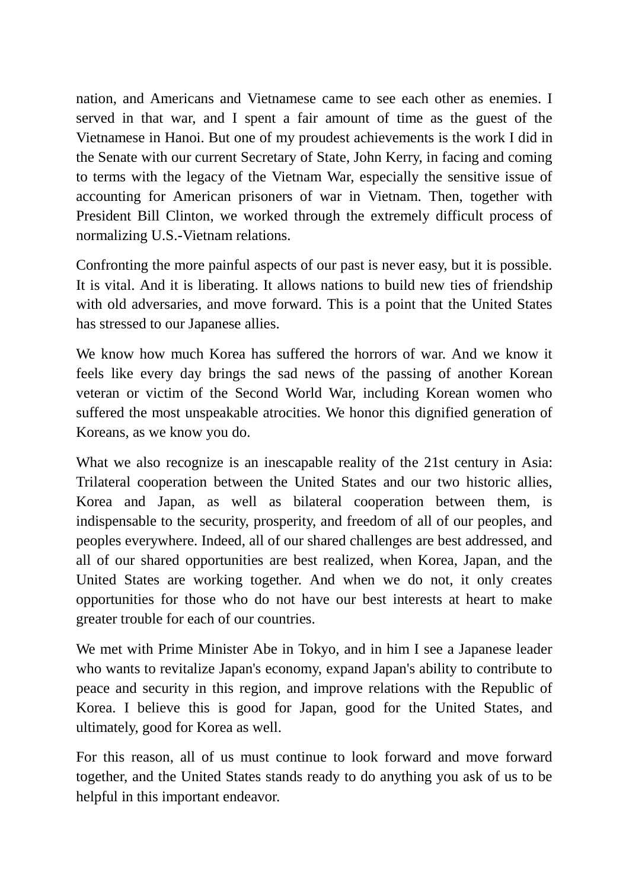nation, and Americans and Vietnamese came to see each other as enemies. I served in that war, and I spent a fair amount of time as the guest of the Vietnamese in Hanoi. But one of my proudest achievements is the work I did in the Senate with our current Secretary of State, John Kerry, in facing and coming to terms with the legacy of the Vietnam War, especially the sensitive issue of accounting for American prisoners of war in Vietnam. Then, together with President Bill Clinton, we worked through the extremely difficult process of normalizing U.S.-Vietnam relations.

Confronting the more painful aspects of our past is never easy, but it is possible. It is vital. And it is liberating. It allows nations to build new ties of friendship with old adversaries, and move forward. This is a point that the United States has stressed to our Japanese allies.

We know how much Korea has suffered the horrors of war. And we know it feels like every day brings the sad news of the passing of another Korean veteran or victim of the Second World War, including Korean women who suffered the most unspeakable atrocities. We honor this dignified generation of Koreans, as we know you do.

What we also recognize is an inescapable reality of the 21st century in Asia: Trilateral cooperation between the United States and our two historic allies, Korea and Japan, as well as bilateral cooperation between them, is indispensable to the security, prosperity, and freedom of all of our peoples, and peoples everywhere. Indeed, all of our shared challenges are best addressed, and all of our shared opportunities are best realized, when Korea, Japan, and the United States are working together. And when we do not, it only creates opportunities for those who do not have our best interests at heart to make greater trouble for each of our countries.

We met with Prime Minister Abe in Tokyo, and in him I see a Japanese leader who wants to revitalize Japan's economy, expand Japan's ability to contribute to peace and security in this region, and improve relations with the Republic of Korea. I believe this is good for Japan, good for the United States, and ultimately, good for Korea as well.

For this reason, all of us must continue to look forward and move forward together, and the United States stands ready to do anything you ask of us to be helpful in this important endeavor.